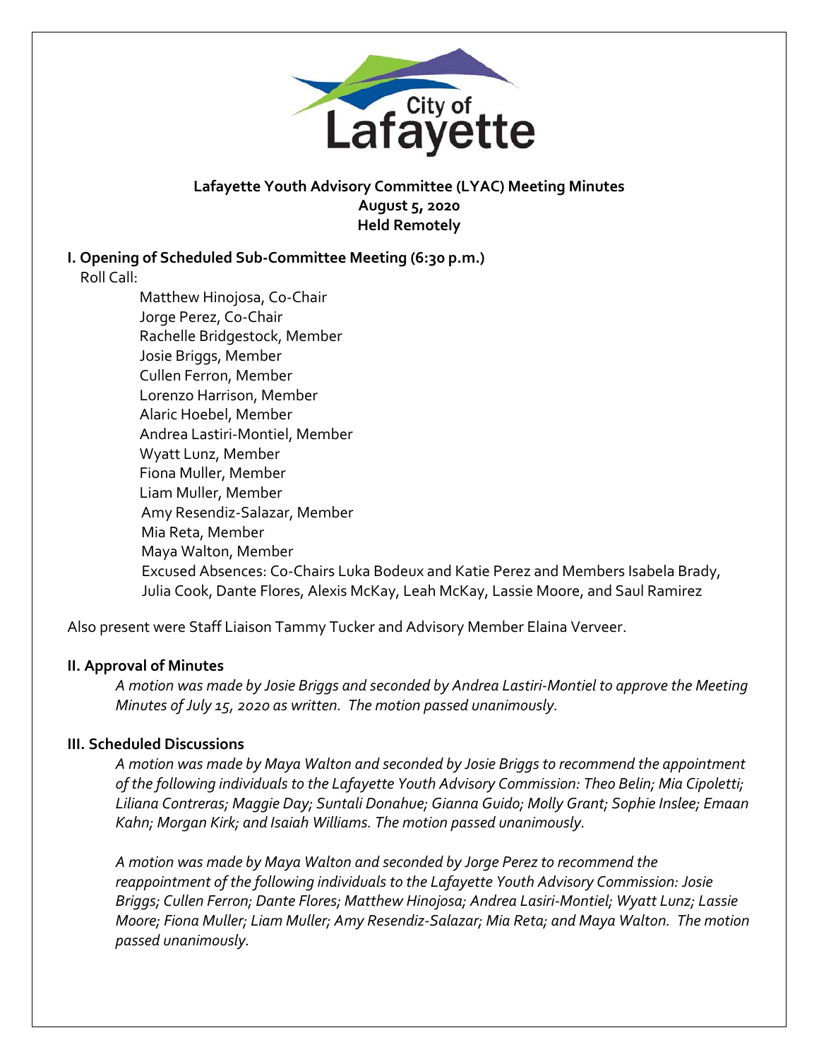City of Lafayette

**Lafayette Youth Advisory Committee (LYAC) Meeting Minutes**
**August 5, 2020**
**Held Remotely**

## I. Opening of Scheduled Sub-Committee Meeting (6:30 p.m.)

Roll Call:

Matthew Hinojosa, Co-Chair
Jorge Perez, Co-Chair
Rachelle Bridgestock, Member
Josie Briggs, Member
Cullen Ferron, Member
Lorenzo Harrison, Member
Alaric Hoebel, Member
Andrea Lastiri-Montiel, Member
Wyatt Lunz, Member
Fiona Muller, Member
Liam Muller, Member
Amy Resendiz-Salazar, Member
Mia Reta, Member
Maya Walton, Member
Excused Absences: Co-Chairs Luka Bodeux and Katie Perez and Members Isabela Brady, Julia Cook, Dante Flores, Alexis McKay, Leah McKay, Lassie Moore, and Saul Ramirez

Also present were Staff Liaison Tammy Tucker and Advisory Member Elaina Verveer.

## II. Approval of Minutes

*A motion was made by Josie Briggs and seconded by Andrea Lastiri-Montiel to approve the Meeting Minutes of July 15, 2020 as written. The motion passed unanimously.*

## III. Scheduled Discussions

*A motion was made by Maya Walton and seconded by Josie Briggs to recommend the appointment of the following individuals to the Lafayette Youth Advisory Commission: Theo Belin; Mia Cipoletti; Liliana Contreras; Maggie Day; Suntali Donahue; Gianna Guido; Molly Grant; Sophie Inslee; Emaan Kahn; Morgan Kirk; and Isaiah Williams. The motion passed unanimously.*

*A motion was made by Maya Walton and seconded by Jorge Perez to recommend the reappointment of the following individuals to the Lafayette Youth Advisory Commission: Josie Briggs; Cullen Ferron; Dante Flores; Matthew Hinojosa; Andrea Lasiri-Montiel; Wyatt Lunz; Lassie Moore; Fiona Muller; Liam Muller; Amy Resendiz-Salazar; Mia Reta; and Maya Walton. The motion passed unanimously.*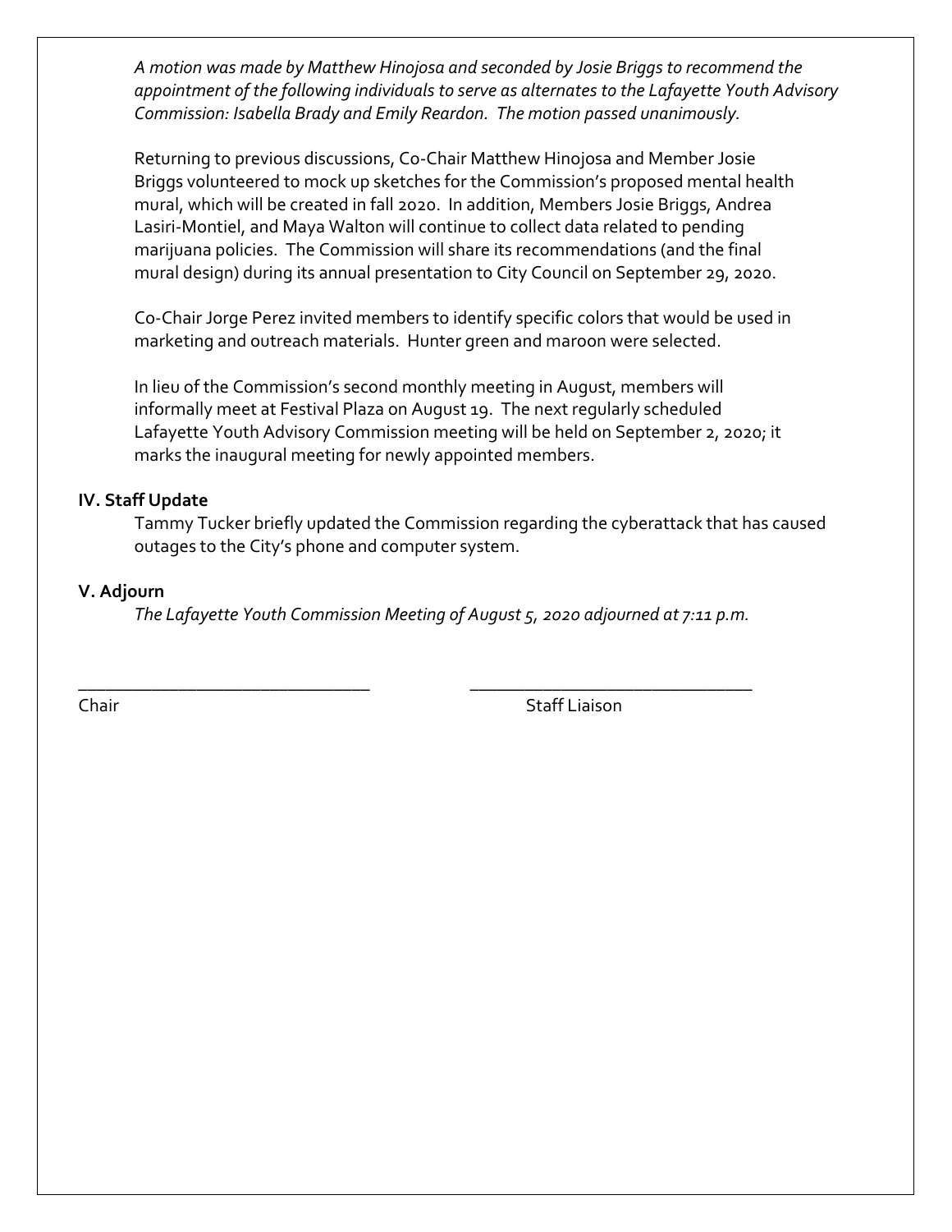*A motion was made by Matthew Hinojosa and seconded by Josie Briggs to recommend the appointment of the following individuals to serve as alternates to the Lafayette Youth Advisory Commission: Isabella Brady and Emily Reardon. The motion passed unanimously.*

Returning to previous discussions, Co-Chair Matthew Hinojosa and Member Josie Briggs volunteered to mock up sketches for the Commission's proposed mental health mural, which will be created in fall 2020. In addition, Members Josie Briggs, Andrea Lasiri-Montiel, and Maya Walton will continue to collect data related to pending marijuana policies. The Commission will share its recommendations (and the final mural design) during its annual presentation to City Council on September 29, 2020.

Co-Chair Jorge Perez invited members to identify specific colors that would be used in marketing and outreach materials. Hunter green and maroon were selected.

In lieu of the Commission's second monthly meeting in August, members will informally meet at Festival Plaza on August 19. The next regularly scheduled Lafayette Youth Advisory Commission meeting will be held on September 2, 2020; it marks the inaugural meeting for newly appointed members.

**IV. Staff Update**

Tammy Tucker briefly updated the Commission regarding the cyberattack that has caused outages to the City's phone and computer system.

**V. Adjourn**

*The Lafayette Youth Commission Meeting of August 5, 2020 adjourned at 7:11 p.m.*

\_\_\_\_\_\_\_\_\_\_\_\_\_\_\_\_\_\_\_\_\_\_\_\_\_\_\_\_\_\_\_\_ \_\_\_\_\_\_\_\_\_\_\_\_\_\_\_\_\_\_\_\_\_\_\_\_\_\_\_\_\_\_\_\_

Chair Staff Liaison